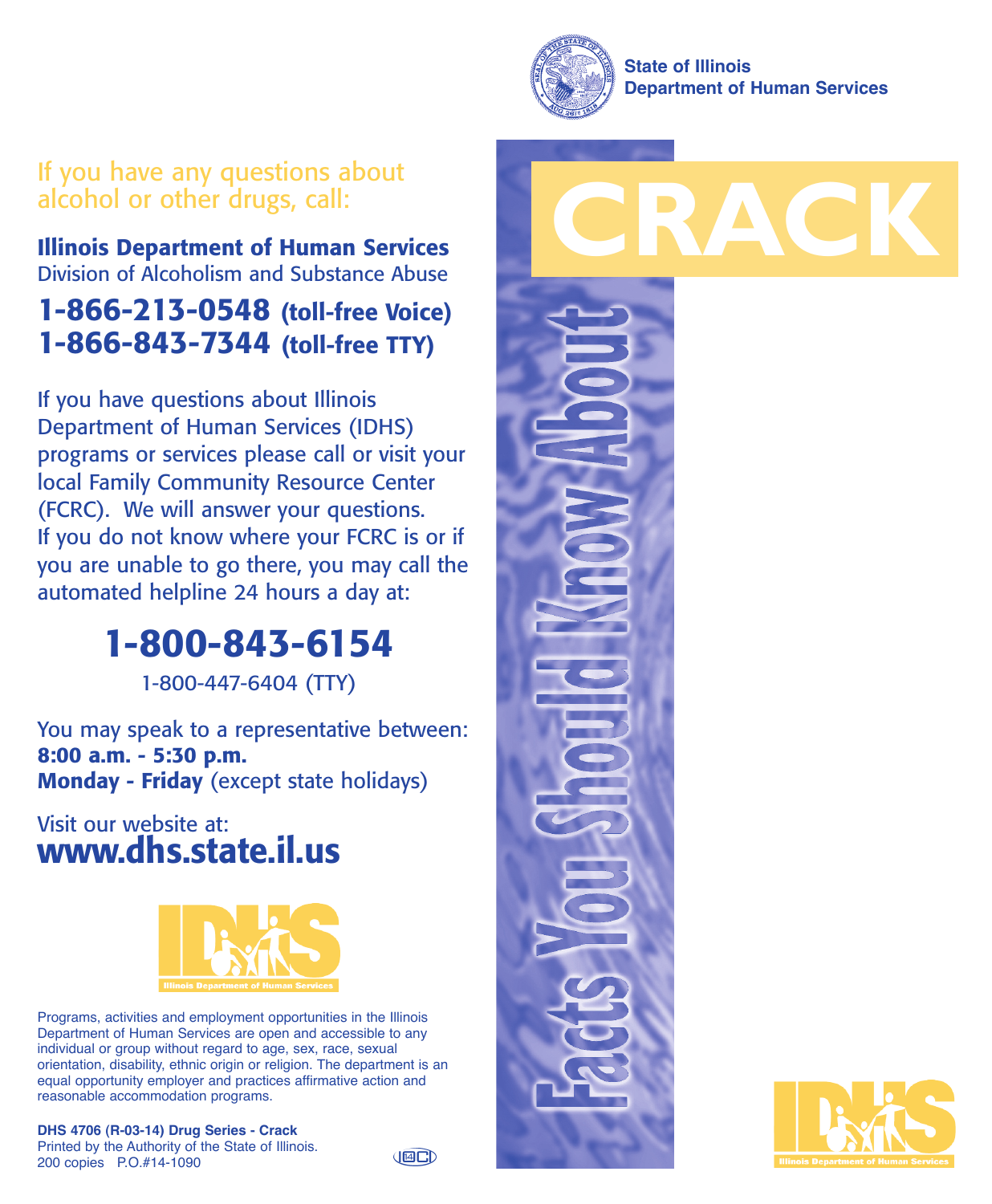State of Illinois
Department of Human Services

# CRACK

## Facts You Should Know About

If you have any questions about alcohol or other drugs, call:

**Illinois Department of Human Services**
Division of Alcoholism and Substance Abuse

**1-866-213-0548 (toll-free Voice)**
**1-866-843-7344 (toll-free TTY)**

If you have questions about Illinois Department of Human Services (IDHS) programs or services please call or visit your local Family Community Resource Center (FCRC). We will answer your questions. If you do not know where your FCRC is or if you are unable to go there, you may call the automated helpline 24 hours a day at:

**1-800-843-6154**
1-800-447-6404 (TTY)

You may speak to a representative between:
**8:00 a.m. - 5:30 p.m.**
**Monday - Friday** (except state holidays)

Visit our website at:
**www.dhs.state.il.us**

IDHS
Illinois Department of Human Services

Programs, activities and employment opportunities in the Illinois Department of Human Services are open and accessible to any individual or group without regard to age, sex, race, sexual orientation, disability, ethnic origin or religion. The department is an equal opportunity employer and practices affirmative action and reasonable accommodation programs.

**DHS 4706 (R-03-14) Drug Series - Crack**
Printed by the Authority of the State of Illinois.
200 copies P.O.#14-1090

IDHS
Illinois Department of Human Services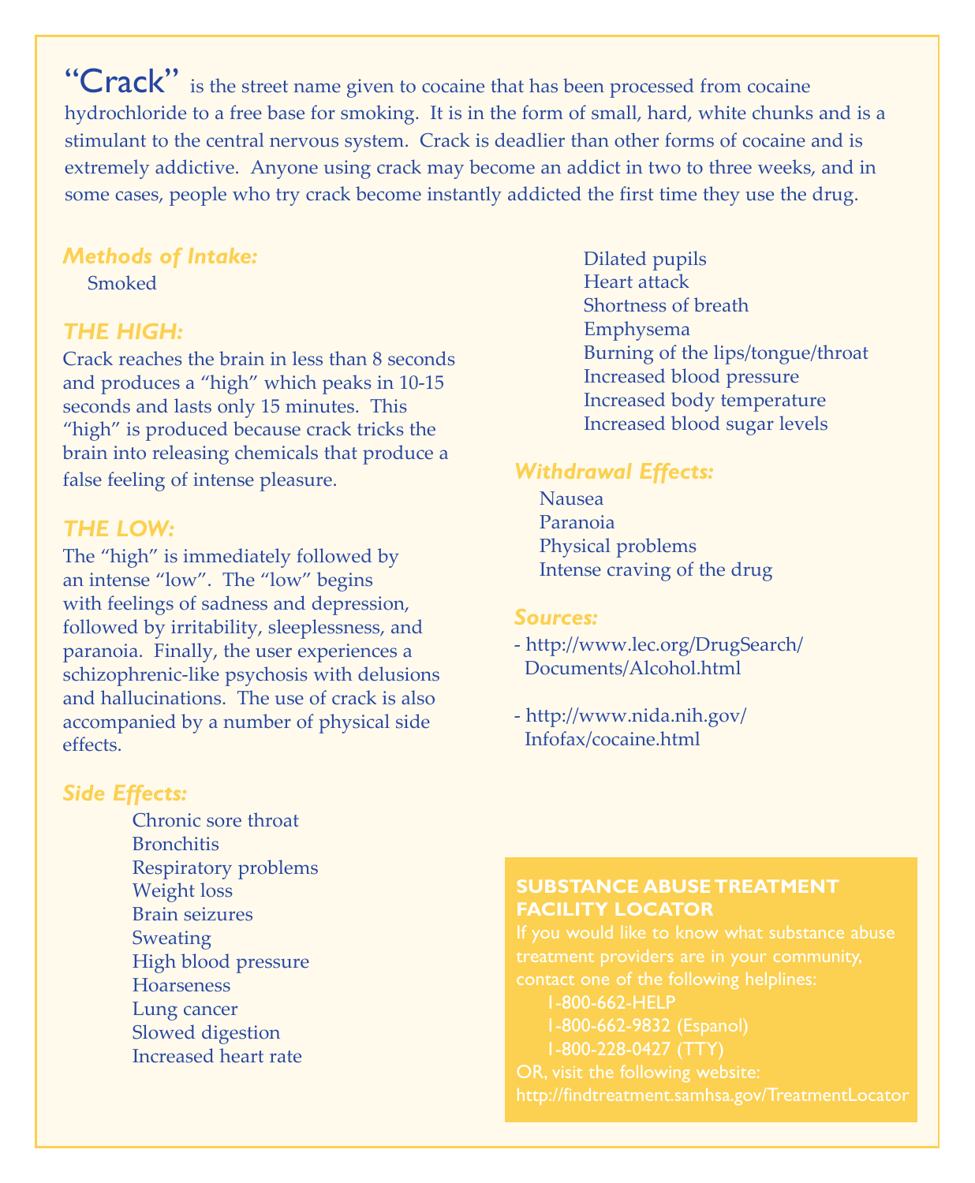**"Crack"** is the street name given to cocaine that has been processed from cocaine hydrochloride to a free base for smoking. It is in the form of small, hard, white chunks and is a stimulant to the central nervous system. Crack is deadlier than other forms of cocaine and is extremely addictive. Anyone using crack may become an addict in two to three weeks, and in some cases, people who try crack become instantly addicted the first time they use the drug.

### *Methods of Intake:*

Smoked

### *THE HIGH:*

Crack reaches the brain in less than 8 seconds and produces a "high" which peaks in 10-15 seconds and lasts only 15 minutes. This "high" is produced because crack tricks the brain into releasing chemicals that produce a false feeling of intense pleasure.

### *THE LOW:*

The "high" is immediately followed by an intense "low". The "low" begins with feelings of sadness and depression, followed by irritability, sleeplessness, and paranoia. Finally, the user experiences a schizophrenic-like psychosis with delusions and hallucinations. The use of crack is also accompanied by a number of physical side effects.

### *Side Effects:*

Chronic sore throat
Bronchitis
Respiratory problems
Weight loss
Brain seizures
Sweating
High blood pressure
Hoarseness
Lung cancer
Slowed digestion
Increased heart rate
Dilated pupils
Heart attack
Shortness of breath
Emphysema
Burning of the lips/tongue/throat
Increased blood pressure
Increased body temperature
Increased blood sugar levels

### *Withdrawal Effects:*

Nausea
Paranoia
Physical problems
Intense craving of the drug

### *Sources:*

- http://www.lec.org/DrugSearch/Documents/Alcohol.html
- http://www.nida.nih.gov/Infofax/cocaine.html

**SUBSTANCE ABUSE TREATMENT FACILITY LOCATOR**

If you would like to know what substance abuse treatment providers are in your community, contact one of the following helplines:

1-800-662-HELP
1-800-662-9832 (Espanol)
1-800-228-0427 (TTY)

OR, visit the following website:
http://findtreatment.samhsa.gov/TreatmentLocator